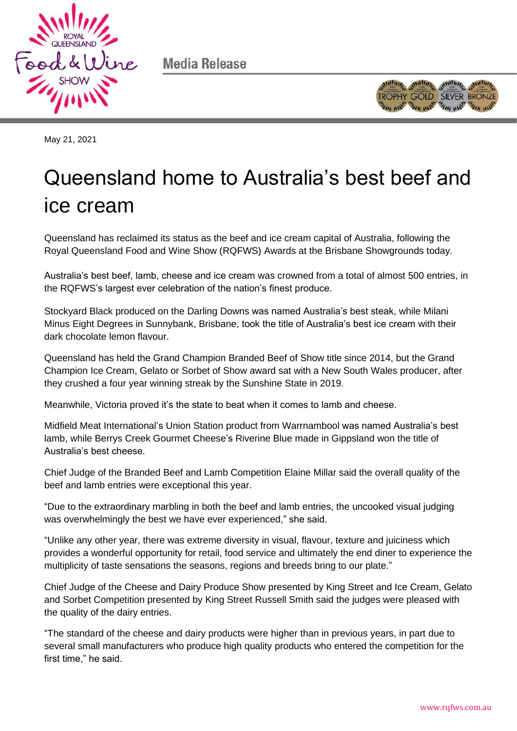Media Release

May 21, 2021

# Queensland home to Australia's best beef and ice cream

Queensland has reclaimed its status as the beef and ice cream capital of Australia, following the Royal Queensland Food and Wine Show (RQFWS) Awards at the Brisbane Showgrounds today.

Australia's best beef, lamb, cheese and ice cream was crowned from a total of almost 500 entries, in the RQFWS's largest ever celebration of the nation's finest produce.

Stockyard Black produced on the Darling Downs was named Australia's best steak, while Milani Minus Eight Degrees in Sunnybank, Brisbane, took the title of Australia's best ice cream with their dark chocolate lemon flavour.

Queensland has held the Grand Champion Branded Beef of Show title since 2014, but the Grand Champion Ice Cream, Gelato or Sorbet of Show award sat with a New South Wales producer, after they crushed a four year winning streak by the Sunshine State in 2019.

Meanwhile, Victoria proved it's the state to beat when it comes to lamb and cheese.

Midfield Meat International's Union Station product from Warrnambool was named Australia's best lamb, while Berrys Creek Gourmet Cheese's Riverine Blue made in Gippsland won the title of Australia's best cheese.

Chief Judge of the Branded Beef and Lamb Competition Elaine Millar said the overall quality of the beef and lamb entries were exceptional this year.

"Due to the extraordinary marbling in both the beef and lamb entries, the uncooked visual judging was overwhelmingly the best we have ever experienced," she said.

"Unlike any other year, there was extreme diversity in visual, flavour, texture and juiciness which provides a wonderful opportunity for retail, food service and ultimately the end diner to experience the multiplicity of taste sensations the seasons, regions and breeds bring to our plate."

Chief Judge of the Cheese and Dairy Produce Show presented by King Street and Ice Cream, Gelato and Sorbet Competition presented by King Street Russell Smith said the judges were pleased with the quality of the dairy entries.

"The standard of the cheese and dairy products were higher than in previous years, in part due to several small manufacturers who produce high quality products who entered the competition for the first time," he said.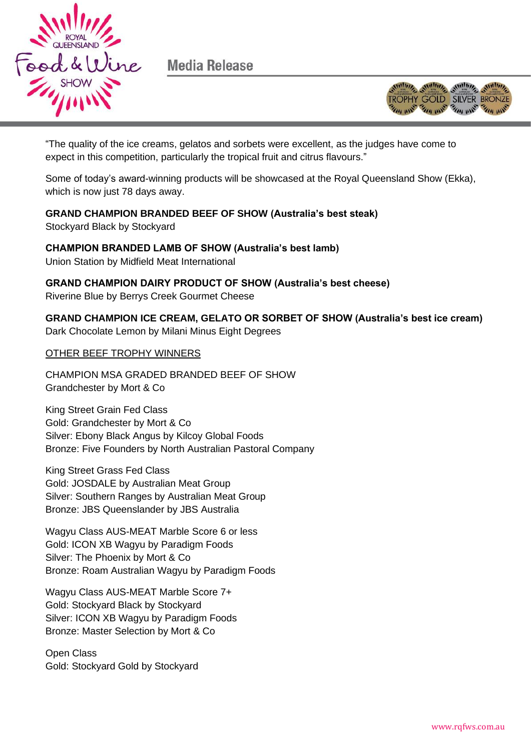"The quality of the ice creams, gelatos and sorbets were excellent, as the judges have come to expect in this competition, particularly the tropical fruit and citrus flavours."

Some of today's award-winning products will be showcased at the Royal Queensland Show (Ekka), which is now just 78 days away.

**GRAND CHAMPION BRANDED BEEF OF SHOW (Australia's best steak)**
Stockyard Black by Stockyard

**CHAMPION BRANDED LAMB OF SHOW (Australia's best lamb)**
Union Station by Midfield Meat International

**GRAND CHAMPION DAIRY PRODUCT OF SHOW (Australia's best cheese)**
Riverine Blue by Berrys Creek Gourmet Cheese

**GRAND CHAMPION ICE CREAM, GELATO OR SORBET OF SHOW (Australia's best ice cream)**
Dark Chocolate Lemon by Milani Minus Eight Degrees

<u>OTHER BEEF TROPHY WINNERS</u>

CHAMPION MSA GRADED BRANDED BEEF OF SHOW
Grandchester by Mort & Co

King Street Grain Fed Class
Gold: Grandchester by Mort & Co
Silver: Ebony Black Angus by Kilcoy Global Foods
Bronze: Five Founders by North Australian Pastoral Company

King Street Grass Fed Class
Gold: JOSDALE by Australian Meat Group
Silver: Southern Ranges by Australian Meat Group
Bronze: JBS Queenslander by JBS Australia

Wagyu Class AUS-MEAT Marble Score 6 or less
Gold: ICON XB Wagyu by Paradigm Foods
Silver: The Phoenix by Mort & Co
Bronze: Roam Australian Wagyu by Paradigm Foods

Wagyu Class AUS-MEAT Marble Score 7+
Gold: Stockyard Black by Stockyard
Silver: ICON XB Wagyu by Paradigm Foods
Bronze: Master Selection by Mort & Co

Open Class
Gold: Stockyard Gold by Stockyard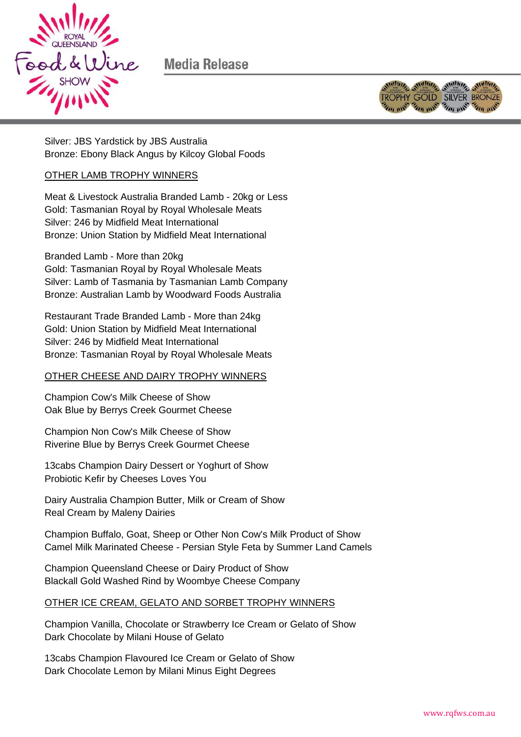Silver: JBS Yardstick by JBS Australia
Bronze: Ebony Black Angus by Kilcoy Global Foods

## OTHER LAMB TROPHY WINNERS

Meat & Livestock Australia Branded Lamb - 20kg or Less
Gold: Tasmanian Royal by Royal Wholesale Meats
Silver: 246 by Midfield Meat International
Bronze: Union Station by Midfield Meat International

Branded Lamb - More than 20kg
Gold: Tasmanian Royal by Royal Wholesale Meats
Silver: Lamb of Tasmania by Tasmanian Lamb Company
Bronze: Australian Lamb by Woodward Foods Australia

Restaurant Trade Branded Lamb - More than 24kg
Gold: Union Station by Midfield Meat International
Silver: 246 by Midfield Meat International
Bronze: Tasmanian Royal by Royal Wholesale Meats

## OTHER CHEESE AND DAIRY TROPHY WINNERS

Champion Cow's Milk Cheese of Show
Oak Blue by Berrys Creek Gourmet Cheese

Champion Non Cow's Milk Cheese of Show
Riverine Blue by Berrys Creek Gourmet Cheese

13cabs Champion Dairy Dessert or Yoghurt of Show
Probiotic Kefir by Cheeses Loves You

Dairy Australia Champion Butter, Milk or Cream of Show
Real Cream by Maleny Dairies

Champion Buffalo, Goat, Sheep or Other Non Cow's Milk Product of Show
Camel Milk Marinated Cheese - Persian Style Feta by Summer Land Camels

Champion Queensland Cheese or Dairy Product of Show
Blackall Gold Washed Rind by Woombye Cheese Company

## OTHER ICE CREAM, GELATO AND SORBET TROPHY WINNERS

Champion Vanilla, Chocolate or Strawberry Ice Cream or Gelato of Show
Dark Chocolate by Milani House of Gelato

13cabs Champion Flavoured Ice Cream or Gelato of Show
Dark Chocolate Lemon by Milani Minus Eight Degrees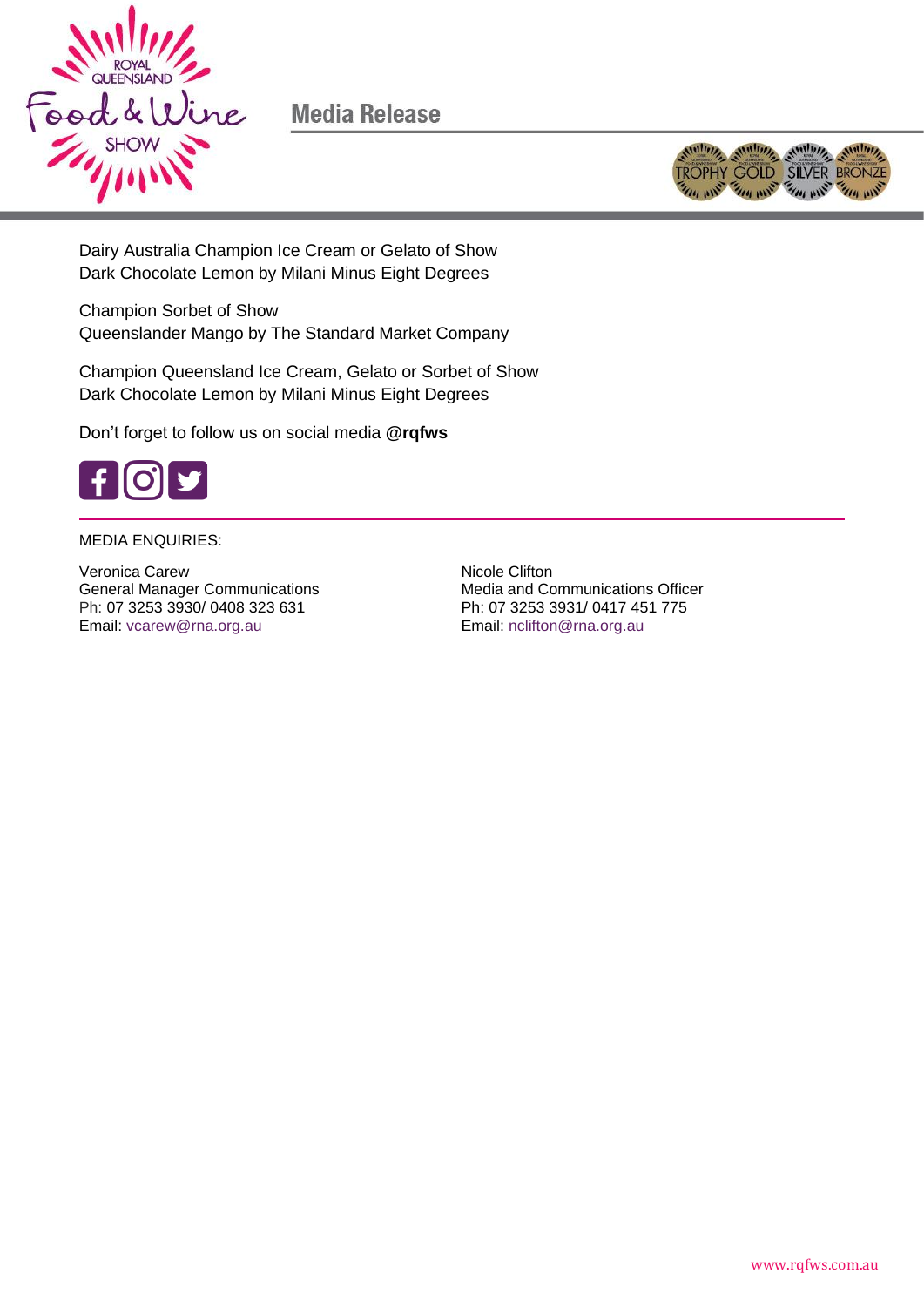Dairy Australia Champion Ice Cream or Gelato of Show
Dark Chocolate Lemon by Milani Minus Eight Degrees

Champion Sorbet of Show
Queenslander Mango by The Standard Market Company

Champion Queensland Ice Cream, Gelato or Sorbet of Show
Dark Chocolate Lemon by Milani Minus Eight Degrees

Don't forget to follow us on social media **@rqfws**

MEDIA ENQUIRIES:

Veronica Carew
General Manager Communications
Ph: 07 3253 3930/ 0408 323 631
Email: vcarew@rna.org.au

Nicole Clifton
Media and Communications Officer
Ph: 07 3253 3931/ 0417 451 775
Email: nclifton@rna.org.au

www.rqfws.com.au